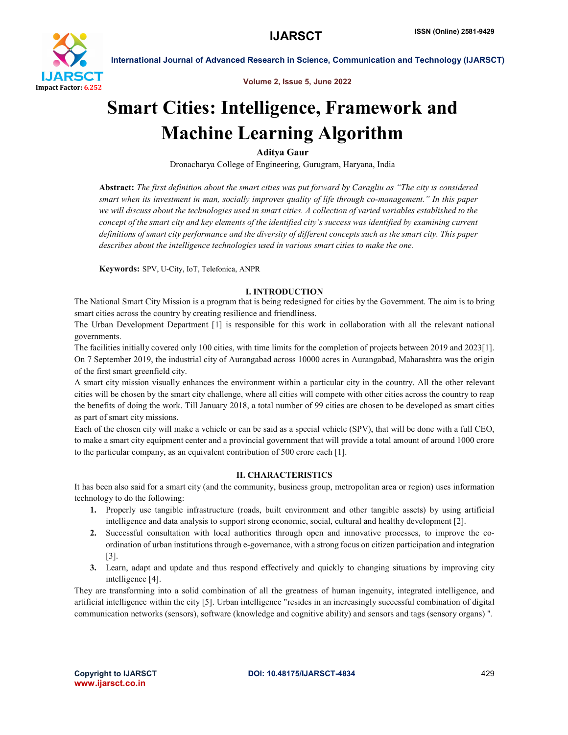# Smart Cities: Intelligence, Framework and Machine Learning Algorithm

**Aditya Gaur**

Dronacharya College of Engineering, Gurugram, Haryana, India

**Abstract:** *The first definition about the smart cities was put forward by Caragliu as "The city is considered smart when its investment in man, socially improves quality of life through co-management." In this paper we will discuss about the technologies used in smart cities. A collection of varied variables established to the concept of the smart city and key elements of the identified city's success was identified by examining current definitions of smart city performance and the diversity of different concepts such as the smart city. This paper describes about the intelligence technologies used in various smart cities to make the one.*

**Keywords:** SPV, U-City, IoT, Telefonica, ANPR

## I. INTRODUCTION

The National Smart City Mission is a program that is being redesigned for cities by the Government. The aim is to bring smart cities across the country by creating resilience and friendliness.

The Urban Development Department [1] is responsible for this work in collaboration with all the relevant national governments.

The facilities initially covered only 100 cities, with time limits for the completion of projects between 2019 and 2023[1]. On 7 September 2019, the industrial city of Aurangabad across 10000 acres in Aurangabad, Maharashtra was the origin of the first smart greenfield city.

A smart city mission visually enhances the environment within a particular city in the country. All the other relevant cities will be chosen by the smart city challenge, where all cities will compete with other cities across the country to reap the benefits of doing the work. Till January 2018, a total number of 99 cities are chosen to be developed as smart cities as part of smart city missions.

Each of the chosen city will make a vehicle or can be said as a special vehicle (SPV), that will be done with a full CEO, to make a smart city equipment center and a provincial government that will provide a total amount of around 1000 crore to the particular company, as an equivalent contribution of 500 crore each [1].

## II. CHARACTERISTICS

It has been also said for a smart city (and the community, business group, metropolitan area or region) uses information technology to do the following:

1. Properly use tangible infrastructure (roads, built environment and other tangible assets) by using artificial intelligence and data analysis to support strong economic, social, cultural and healthy development [2].
2. Successful consultation with local authorities through open and innovative processes, to improve the co-ordination of urban institutions through e-governance, with a strong focus on citizen participation and integration [3].
3. Learn, adapt and update and thus respond effectively and quickly to changing situations by improving city intelligence [4].

They are transforming into a solid combination of all the greatness of human ingenuity, integrated intelligence, and artificial intelligence within the city [5]. Urban intelligence "resides in an increasingly successful combination of digital communication networks (sensors), software (knowledge and cognitive ability) and sensors and tags (sensory organs) ".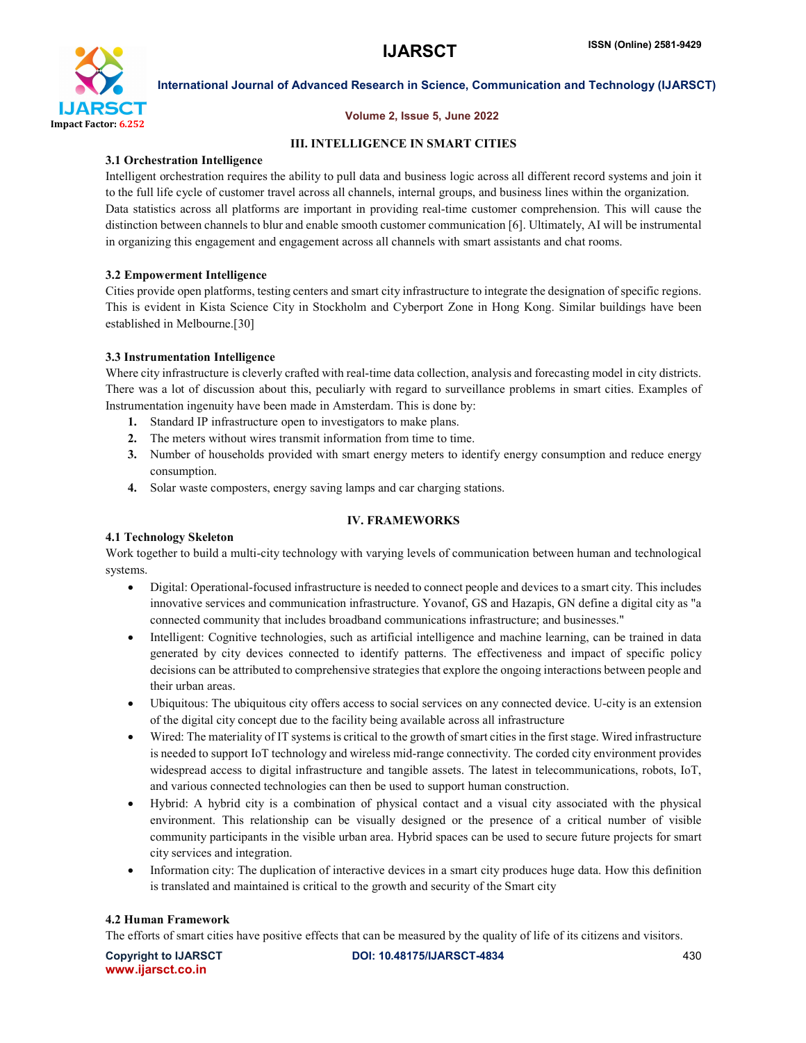## III. INTELLIGENCE IN SMART CITIES

### 3.1 Orchestration Intelligence

Intelligent orchestration requires the ability to pull data and business logic across all different record systems and join it to the full life cycle of customer travel across all channels, internal groups, and business lines within the organization. Data statistics across all platforms are important in providing real-time customer comprehension. This will cause the distinction between channels to blur and enable smooth customer communication [6]. Ultimately, AI will be instrumental in organizing this engagement and engagement across all channels with smart assistants and chat rooms.

### 3.2 Empowerment Intelligence

Cities provide open platforms, testing centers and smart city infrastructure to integrate the designation of specific regions. This is evident in Kista Science City in Stockholm and Cyberport Zone in Hong Kong. Similar buildings have been established in Melbourne.[30]

### 3.3 Instrumentation Intelligence

Where city infrastructure is cleverly crafted with real-time data collection, analysis and forecasting model in city districts. There was a lot of discussion about this, peculiarly with regard to surveillance problems in smart cities. Examples of Instrumentation ingenuity have been made in Amsterdam. This is done by:

1. Standard IP infrastructure open to investigators to make plans.
2. The meters without wires transmit information from time to time.
3. Number of households provided with smart energy meters to identify energy consumption and reduce energy consumption.
4. Solar waste composters, energy saving lamps and car charging stations.

## IV. FRAMEWORKS

### 4.1 Technology Skeleton

Work together to build a multi-city technology with varying levels of communication between human and technological systems.

- Digital: Operational-focused infrastructure is needed to connect people and devices to a smart city. This includes innovative services and communication infrastructure. Yovanof, GS and Hazapis, GN define a digital city as "a connected community that includes broadband communications infrastructure; and businesses."
- Intelligent: Cognitive technologies, such as artificial intelligence and machine learning, can be trained in data generated by city devices connected to identify patterns. The effectiveness and impact of specific policy decisions can be attributed to comprehensive strategies that explore the ongoing interactions between people and their urban areas.
- Ubiquitous: The ubiquitous city offers access to social services on any connected device. U-city is an extension of the digital city concept due to the facility being available across all infrastructure
- Wired: The materiality of IT systems is critical to the growth of smart cities in the first stage. Wired infrastructure is needed to support IoT technology and wireless mid-range connectivity. The corded city environment provides widespread access to digital infrastructure and tangible assets. The latest in telecommunications, robots, IoT, and various connected technologies can then be used to support human construction.
- Hybrid: A hybrid city is a combination of physical contact and a visual city associated with the physical environment. This relationship can be visually designed or the presence of a critical number of visible community participants in the visible urban area. Hybrid spaces can be used to secure future projects for smart city services and integration.
- Information city: The duplication of interactive devices in a smart city produces huge data. How this definition is translated and maintained is critical to the growth and security of the Smart city

### 4.2 Human Framework

The efforts of smart cities have positive effects that can be measured by the quality of life of its citizens and visitors.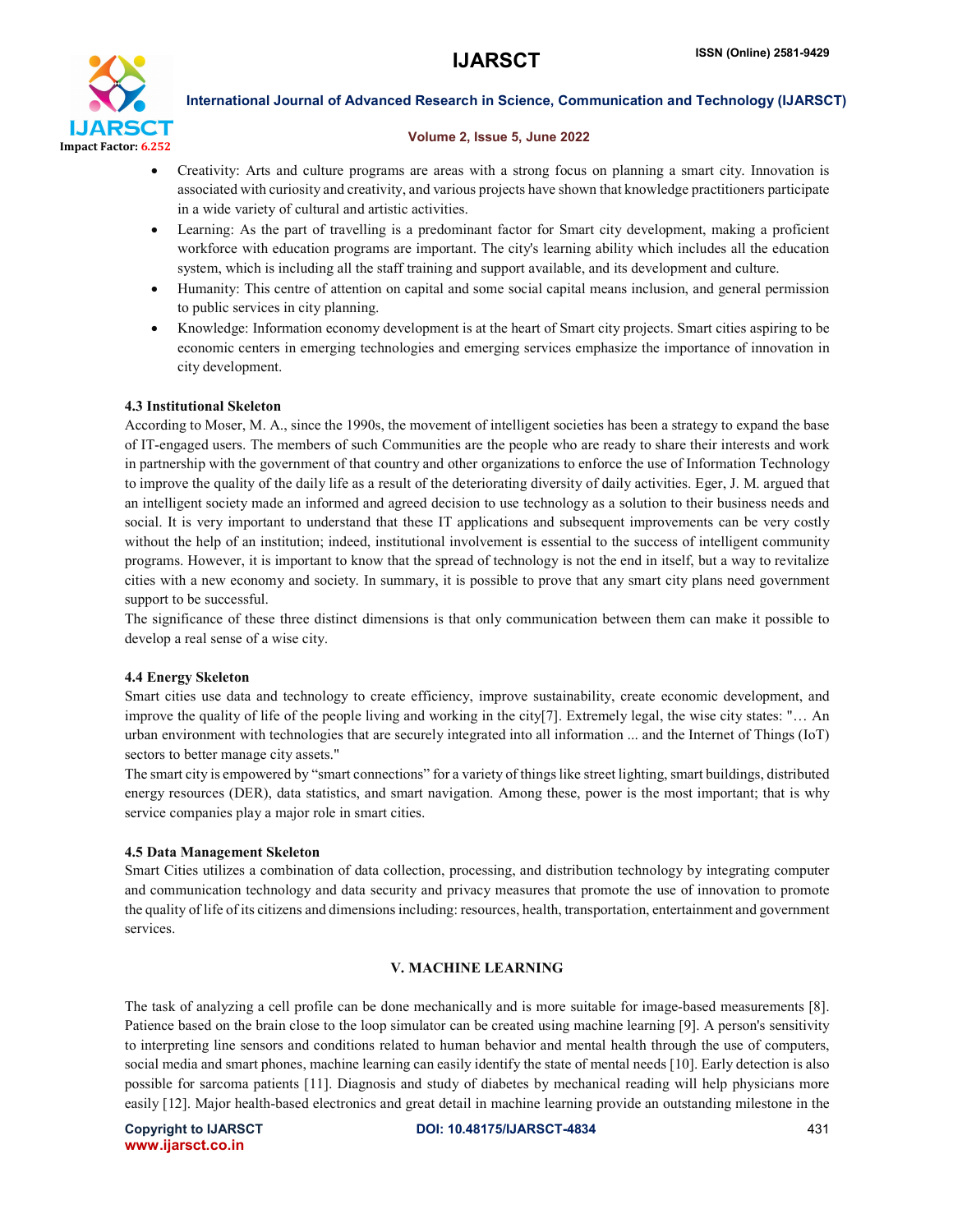- Creativity: Arts and culture programs are areas with a strong focus on planning a smart city. Innovation is associated with curiosity and creativity, and various projects have shown that knowledge practitioners participate in a wide variety of cultural and artistic activities.
- Learning: As the part of travelling is a predominant factor for Smart city development, making a proficient workforce with education programs are important. The city's learning ability which includes all the education system, which is including all the staff training and support available, and its development and culture.
- Humanity: This centre of attention on capital and some social capital means inclusion, and general permission to public services in city planning.
- Knowledge: Information economy development is at the heart of Smart city projects. Smart cities aspiring to be economic centers in emerging technologies and emerging services emphasize the importance of innovation in city development.

### 4.3 Institutional Skeleton

According to Moser, M. A., since the 1990s, the movement of intelligent societies has been a strategy to expand the base of IT-engaged users. The members of such Communities are the people who are ready to share their interests and work in partnership with the government of that country and other organizations to enforce the use of Information Technology to improve the quality of the daily life as a result of the deteriorating diversity of daily activities. Eger, J. M. argued that an intelligent society made an informed and agreed decision to use technology as a solution to their business needs and social. It is very important to understand that these IT applications and subsequent improvements can be very costly without the help of an institution; indeed, institutional involvement is essential to the success of intelligent community programs. However, it is important to know that the spread of technology is not the end in itself, but a way to revitalize cities with a new economy and society. In summary, it is possible to prove that any smart city plans need government support to be successful.

The significance of these three distinct dimensions is that only communication between them can make it possible to develop a real sense of a wise city.

### 4.4 Energy Skeleton

Smart cities use data and technology to create efficiency, improve sustainability, create economic development, and improve the quality of life of the people living and working in the city[7]. Extremely legal, the wise city states: "… An urban environment with technologies that are securely integrated into all information ... and the Internet of Things (IoT) sectors to better manage city assets."

The smart city is empowered by "smart connections" for a variety of things like street lighting, smart buildings, distributed energy resources (DER), data statistics, and smart navigation. Among these, power is the most important; that is why service companies play a major role in smart cities.

### 4.5 Data Management Skeleton

Smart Cities utilizes a combination of data collection, processing, and distribution technology by integrating computer and communication technology and data security and privacy measures that promote the use of innovation to promote the quality of life of its citizens and dimensions including: resources, health, transportation, entertainment and government services.

## V. MACHINE LEARNING

The task of analyzing a cell profile can be done mechanically and is more suitable for image-based measurements [8]. Patience based on the brain close to the loop simulator can be created using machine learning [9]. A person's sensitivity to interpreting line sensors and conditions related to human behavior and mental health through the use of computers, social media and smart phones, machine learning can easily identify the state of mental needs [10]. Early detection is also possible for sarcoma patients [11]. Diagnosis and study of diabetes by mechanical reading will help physicians more easily [12]. Major health-based electronics and great detail in machine learning provide an outstanding milestone in the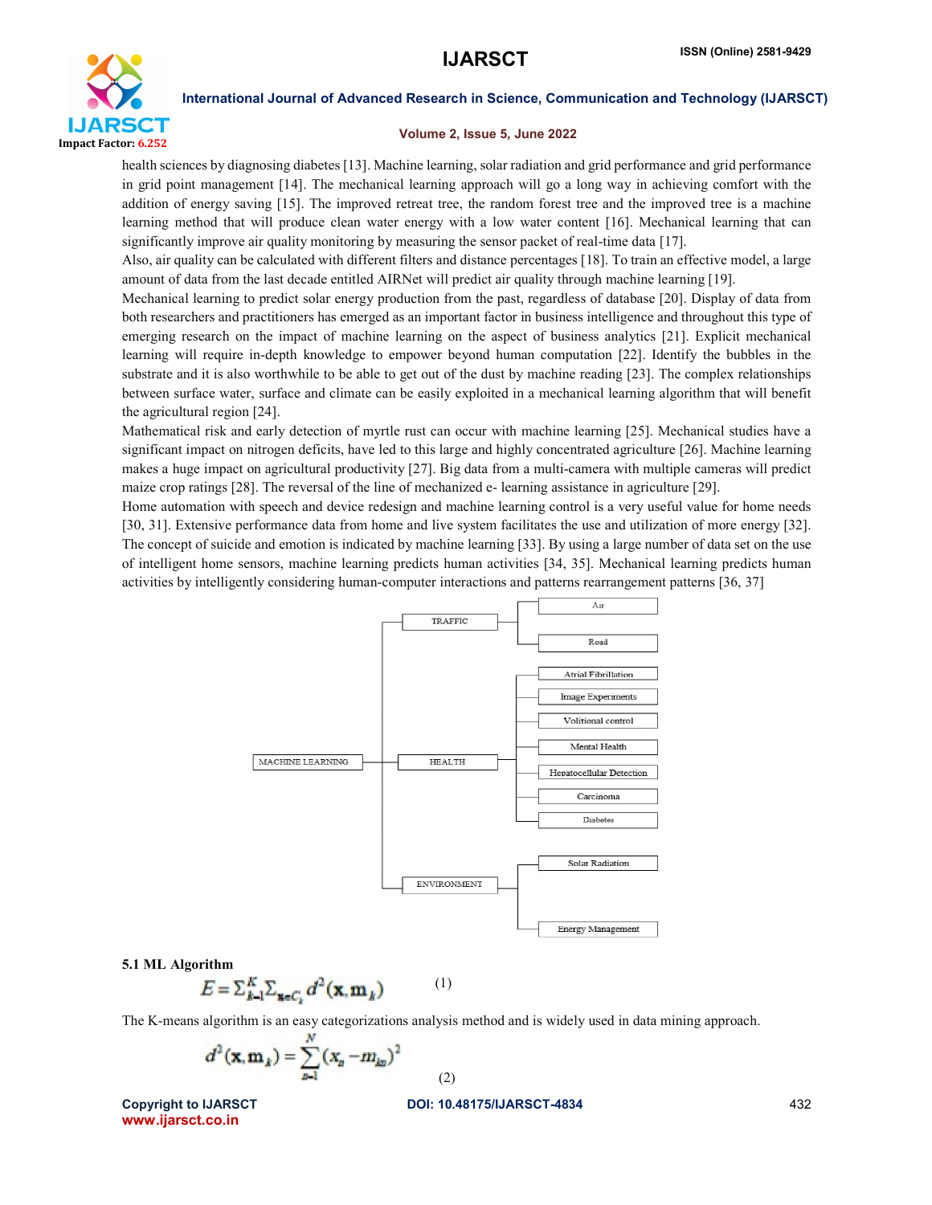health sciences by diagnosing diabetes [13]. Machine learning, solar radiation and grid performance and grid performance in grid point management [14]. The mechanical learning approach will go a long way in achieving comfort with the addition of energy saving [15]. The improved retreat tree, the random forest tree and the improved tree is a machine learning method that will produce clean water energy with a low water content [16]. Mechanical learning that can significantly improve air quality monitoring by measuring the sensor packet of real-time data [17].

Also, air quality can be calculated with different filters and distance percentages [18]. To train an effective model, a large amount of data from the last decade entitled AIRNet will predict air quality through machine learning [19].

Mechanical learning to predict solar energy production from the past, regardless of database [20]. Display of data from both researchers and practitioners has emerged as an important factor in business intelligence and throughout this type of emerging research on the impact of machine learning on the aspect of business analytics [21]. Explicit mechanical learning will require in-depth knowledge to empower beyond human computation [22]. Identify the bubbles in the substrate and it is also worthwhile to be able to get out of the dust by machine reading [23]. The complex relationships between surface water, surface and climate can be easily exploited in a mechanical learning algorithm that will benefit the agricultural region [24].

Mathematical risk and early detection of myrtle rust can occur with machine learning [25]. Mechanical studies have a significant impact on nitrogen deficits, have led to this large and highly concentrated agriculture [26]. Machine learning makes a huge impact on agricultural productivity [27]. Big data from a multi-camera with multiple cameras will predict maize crop ratings [28]. The reversal of the line of mechanized e- learning assistance in agriculture [29].

Home automation with speech and device redesign and machine learning control is a very useful value for home needs [30, 31]. Extensive performance data from home and live system facilitates the use and utilization of more energy [32]. The concept of suicide and emotion is indicated by machine learning [33]. By using a large number of data set on the use of intelligent home sensors, machine learning predicts human activities [34, 35]. Mechanical learning predicts human activities by intelligently considering human-computer interactions and patterns rearrangement patterns [36, 37]

- MACHINE LEARNING
  - TRAFFIC
    - Air
    - Road
  - HEALTH
    - Atrial Fibrillation
    - Image Experiments
    - Volitional control
    - Mental Health
    - Hepatocellular Detection
    - Carcinoma
    - Diabetes
  - ENVIRONMENT
    - Solar Radiation
    - Energy Management

### 5.1 ML Algorithm

$$E = \sum_{k=1}^{K} \sum_{\mathbf{x} \in C_i} d^2(\mathbf{x}, \mathbf{m}_k) \qquad (1)$$

The K-means algorithm is an easy categorizations analysis method and is widely used in data mining approach.

$$d^2(\mathbf{x}, \mathbf{m}_k) = \sum_{n=1}^{N} (x_n - m_{kn})^2 \qquad (2)$$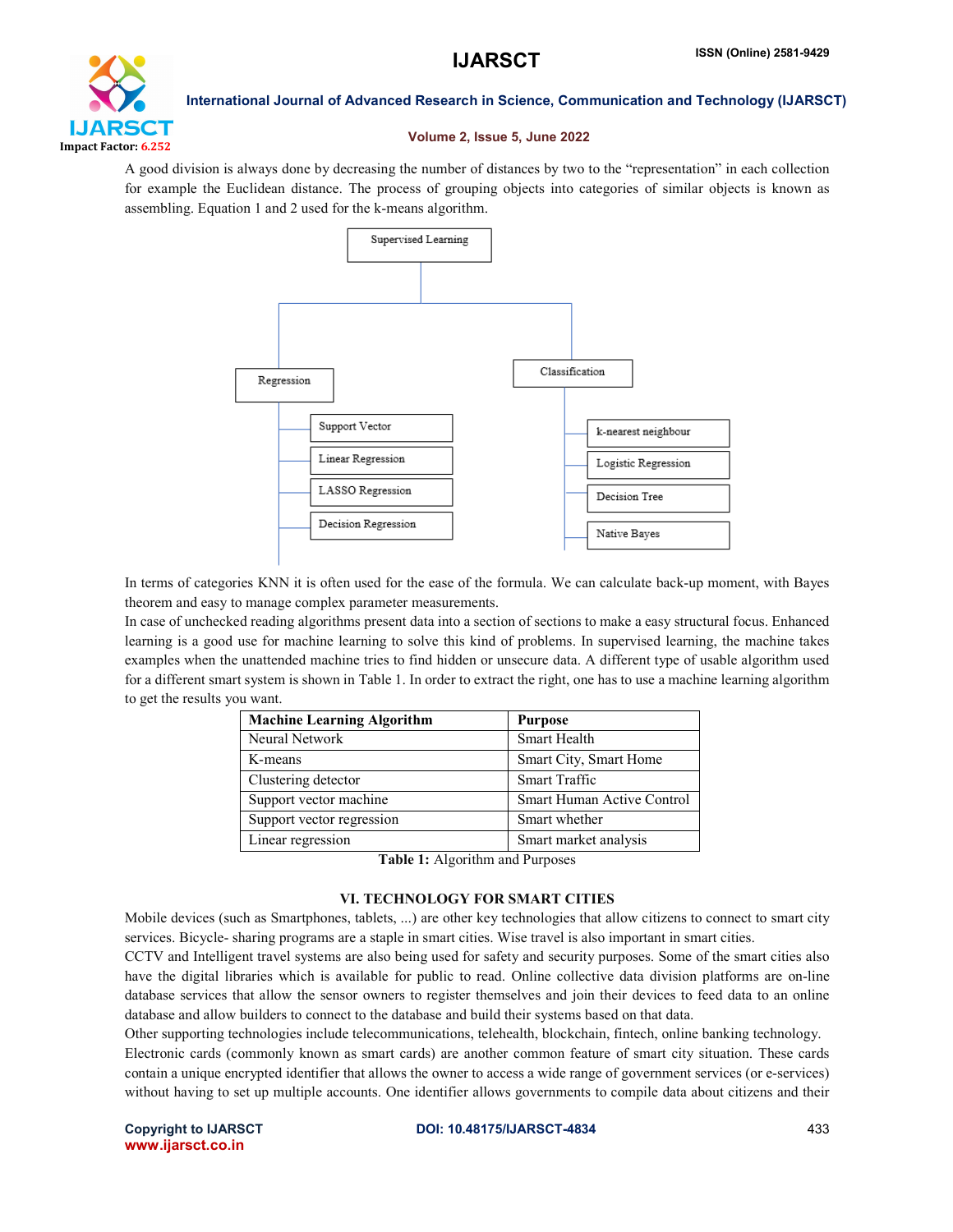A good division is always done by decreasing the number of distances by two to the "representation" in each collection for example the Euclidean distance. The process of grouping objects into categories of similar objects is known as assembling. Equation 1 and 2 used for the k-means algorithm.

Supervised Learning

Regression
- Support Vector
- Linear Regression
- LASSO Regression
- Decision Regression

Classification
- k-nearest neighbour
- Logistic Regression
- Decision Tree
- Native Bayes

In terms of categories KNN it is often used for the ease of the formula. We can calculate back-up moment, with Bayes theorem and easy to manage complex parameter measurements.

In case of unchecked reading algorithms present data into a section of sections to make a easy structural focus. Enhanced learning is a good use for machine learning to solve this kind of problems. In supervised learning, the machine takes examples when the unattended machine tries to find hidden or unsecure data. A different type of usable algorithm used for a different smart system is shown in Table 1. In order to extract the right, one has to use a machine learning algorithm to get the results you want.

| **Machine Learning Algorithm** | **Purpose** |
| --- | --- |
| Neural Network | Smart Health |
| K-means | Smart City, Smart Home |
| Clustering detector | Smart Traffic |
| Support vector machine | Smart Human Active Control |
| Support vector regression | Smart whether |
| Linear regression | Smart market analysis |

**Table 1:** Algorithm and Purposes

## VI. TECHNOLOGY FOR SMART CITIES

Mobile devices (such as Smartphones, tablets, ...) are other key technologies that allow citizens to connect to smart city services. Bicycle- sharing programs are a staple in smart cities. Wise travel is also important in smart cities.

CCTV and Intelligent travel systems are also being used for safety and security purposes. Some of the smart cities also have the digital libraries which is available for public to read. Online collective data division platforms are on-line database services that allow the sensor owners to register themselves and join their devices to feed data to an online database and allow builders to connect to the database and build their systems based on that data.

Other supporting technologies include telecommunications, telehealth, blockchain, fintech, online banking technology.

Electronic cards (commonly known as smart cards) are another common feature of smart city situation. These cards contain a unique encrypted identifier that allows the owner to access a wide range of government services (or e-services) without having to set up multiple accounts. One identifier allows governments to compile data about citizens and their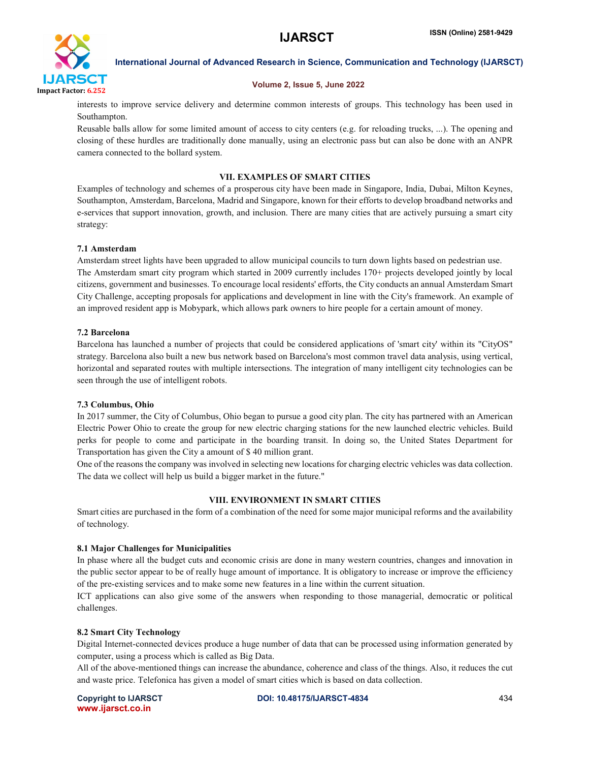interests to improve service delivery and determine common interests of groups. This technology has been used in Southampton.

Reusable balls allow for some limited amount of access to city centers (e.g. for reloading trucks, ...). The opening and closing of these hurdles are traditionally done manually, using an electronic pass but can also be done with an ANPR camera connected to the bollard system.

## VII. EXAMPLES OF SMART CITIES

Examples of technology and schemes of a prosperous city have been made in Singapore, India, Dubai, Milton Keynes, Southampton, Amsterdam, Barcelona, Madrid and Singapore, known for their efforts to develop broadband networks and e-services that support innovation, growth, and inclusion. There are many cities that are actively pursuing a smart city strategy:

### 7.1 Amsterdam

Amsterdam street lights have been upgraded to allow municipal councils to turn down lights based on pedestrian use. The Amsterdam smart city program which started in 2009 currently includes 170+ projects developed jointly by local citizens, government and businesses. To encourage local residents' efforts, the City conducts an annual Amsterdam Smart City Challenge, accepting proposals for applications and development in line with the City's framework. An example of an improved resident app is Mobypark, which allows park owners to hire people for a certain amount of money.

### 7.2 Barcelona

Barcelona has launched a number of projects that could be considered applications of 'smart city' within its "CityOS" strategy. Barcelona also built a new bus network based on Barcelona's most common travel data analysis, using vertical, horizontal and separated routes with multiple intersections. The integration of many intelligent city technologies can be seen through the use of intelligent robots.

### 7.3 Columbus, Ohio

In 2017 summer, the City of Columbus, Ohio began to pursue a good city plan. The city has partnered with an American Electric Power Ohio to create the group for new electric charging stations for the new launched electric vehicles. Build perks for people to come and participate in the boarding transit. In doing so, the United States Department for Transportation has given the City a amount of $ 40 million grant.

One of the reasons the company was involved in selecting new locations for charging electric vehicles was data collection. The data we collect will help us build a bigger market in the future."

## VIII. ENVIRONMENT IN SMART CITIES

Smart cities are purchased in the form of a combination of the need for some major municipal reforms and the availability of technology.

### 8.1 Major Challenges for Municipalities

In phase where all the budget cuts and economic crisis are done in many western countries, changes and innovation in the public sector appear to be of really huge amount of importance. It is obligatory to increase or improve the efficiency of the pre-existing services and to make some new features in a line within the current situation.

ICT applications can also give some of the answers when responding to those managerial, democratic or political challenges.

### 8.2 Smart City Technology

Digital Internet-connected devices produce a huge number of data that can be processed using information generated by computer, using a process which is called as Big Data.

All of the above-mentioned things can increase the abundance, coherence and class of the things. Also, it reduces the cut and waste price. Telefonica has given a model of smart cities which is based on data collection.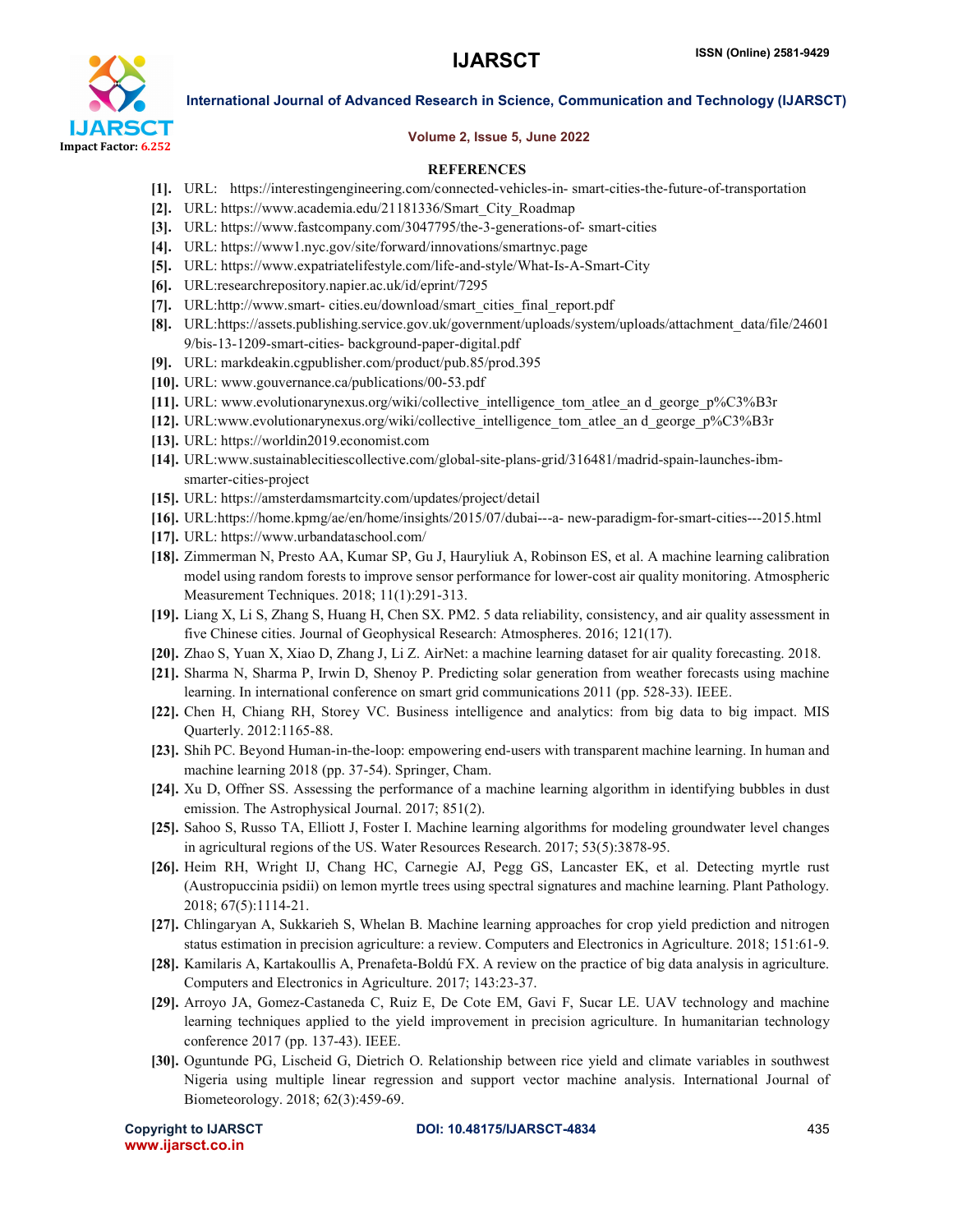## REFERENCES

- [1]. URL: https://interestingengineering.com/connected-vehicles-in- smart-cities-the-future-of-transportation
- [2]. URL: https://www.academia.edu/21181336/Smart_City_Roadmap
- [3]. URL: https://www.fastcompany.com/3047795/the-3-generations-of- smart-cities
- [4]. URL: https://www1.nyc.gov/site/forward/innovations/smartnyc.page
- [5]. URL: https://www.expatriatelifestyle.com/life-and-style/What-Is-A-Smart-City
- [6]. URL:researchrepository.napier.ac.uk/id/eprint/7295
- [7]. URL:http://www.smart- cities.eu/download/smart_cities_final_report.pdf
- [8]. URL:https://assets.publishing.service.gov.uk/government/uploads/system/uploads/attachment_data/file/246019/bis-13-1209-smart-cities- background-paper-digital.pdf
- [9]. URL: markdeakin.cgpublisher.com/product/pub.85/prod.395
- [10]. URL: www.gouvernance.ca/publications/00-53.pdf
- [11]. URL: www.evolutionarynexus.org/wiki/collective_intelligence_tom_atlee_an d_george_p%C3%B3r
- [12]. URL:www.evolutionarynexus.org/wiki/collective_intelligence_tom_atlee_an d_george_p%C3%B3r
- [13]. URL: https://worldin2019.economist.com
- [14]. URL:www.sustainablecitiescollective.com/global-site-plans-grid/316481/madrid-spain-launches-ibm-smarter-cities-project
- [15]. URL: https://amsterdamsmartcity.com/updates/project/detail
- [16]. URL:https://home.kpmg/ae/en/home/insights/2015/07/dubai---a- new-paradigm-for-smart-cities---2015.html
- [17]. URL: https://www.urbandataschool.com/
- [18]. Zimmerman N, Presto AA, Kumar SP, Gu J, Hauryliuk A, Robinson ES, et al. A machine learning calibration model using random forests to improve sensor performance for lower-cost air quality monitoring. Atmospheric Measurement Techniques. 2018; 11(1):291-313.
- [19]. Liang X, Li S, Zhang S, Huang H, Chen SX. PM2. 5 data reliability, consistency, and air quality assessment in five Chinese cities. Journal of Geophysical Research: Atmospheres. 2016; 121(17).
- [20]. Zhao S, Yuan X, Xiao D, Zhang J, Li Z. AirNet: a machine learning dataset for air quality forecasting. 2018.
- [21]. Sharma N, Sharma P, Irwin D, Shenoy P. Predicting solar generation from weather forecasts using machine learning. In international conference on smart grid communications 2011 (pp. 528-33). IEEE.
- [22]. Chen H, Chiang RH, Storey VC. Business intelligence and analytics: from big data to big impact. MIS Quarterly. 2012:1165-88.
- [23]. Shih PC. Beyond Human-in-the-loop: empowering end-users with transparent machine learning. In human and machine learning 2018 (pp. 37-54). Springer, Cham.
- [24]. Xu D, Offner SS. Assessing the performance of a machine learning algorithm in identifying bubbles in dust emission. The Astrophysical Journal. 2017; 851(2).
- [25]. Sahoo S, Russo TA, Elliott J, Foster I. Machine learning algorithms for modeling groundwater level changes in agricultural regions of the US. Water Resources Research. 2017; 53(5):3878-95.
- [26]. Heim RH, Wright IJ, Chang HC, Carnegie AJ, Pegg GS, Lancaster EK, et al. Detecting myrtle rust (Austropuccinia psidii) on lemon myrtle trees using spectral signatures and machine learning. Plant Pathology. 2018; 67(5):1114-21.
- [27]. Chlingaryan A, Sukkarieh S, Whelan B. Machine learning approaches for crop yield prediction and nitrogen status estimation in precision agriculture: a review. Computers and Electronics in Agriculture. 2018; 151:61-9.
- [28]. Kamilaris A, Kartakoullis A, Prenafeta-Boldú FX. A review on the practice of big data analysis in agriculture. Computers and Electronics in Agriculture. 2017; 143:23-37.
- [29]. Arroyo JA, Gomez-Castaneda C, Ruiz E, De Cote EM, Gavi F, Sucar LE. UAV technology and machine learning techniques applied to the yield improvement in precision agriculture. In humanitarian technology conference 2017 (pp. 137-43). IEEE.
- [30]. Oguntunde PG, Lischeid G, Dietrich O. Relationship between rice yield and climate variables in southwest Nigeria using multiple linear regression and support vector machine analysis. International Journal of Biometeorology. 2018; 62(3):459-69.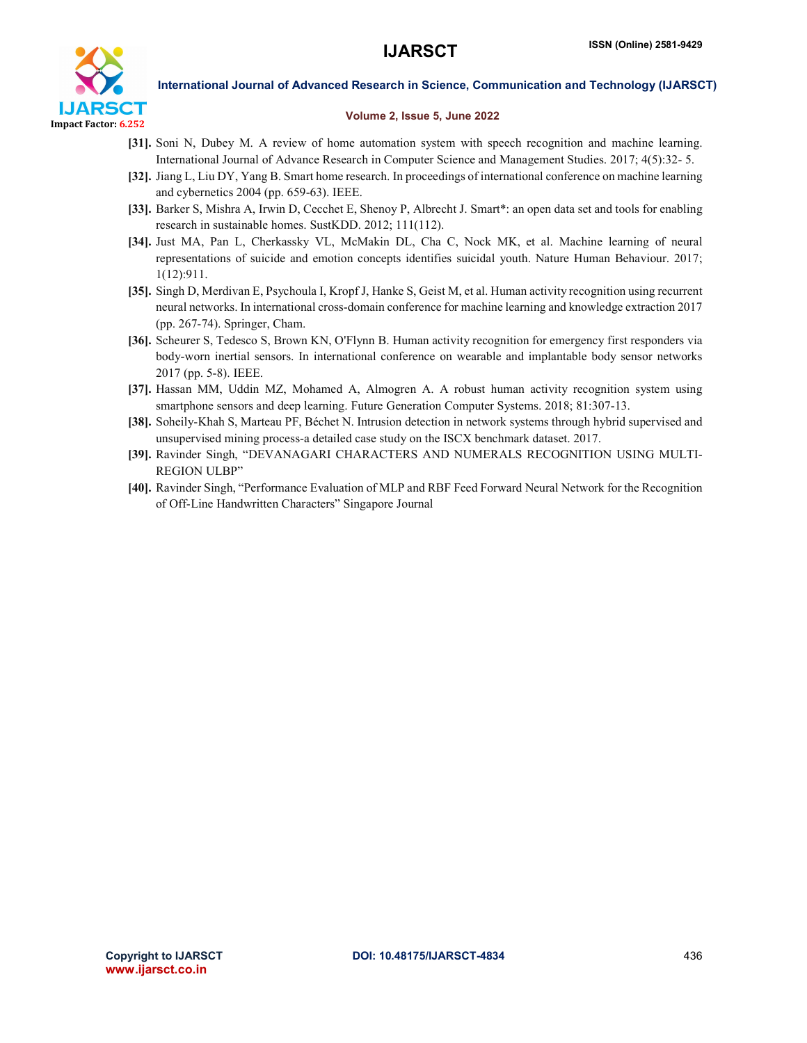**[31].** Soni N, Dubey M. A review of home automation system with speech recognition and machine learning. International Journal of Advance Research in Computer Science and Management Studies. 2017; 4(5):32- 5.

**[32].** Jiang L, Liu DY, Yang B. Smart home research. In proceedings of international conference on machine learning and cybernetics 2004 (pp. 659-63). IEEE.

**[33].** Barker S, Mishra A, Irwin D, Cecchet E, Shenoy P, Albrecht J. Smart*: an open data set and tools for enabling research in sustainable homes. SustKDD. 2012; 111(112).

**[34].** Just MA, Pan L, Cherkassky VL, McMakin DL, Cha C, Nock MK, et al. Machine learning of neural representations of suicide and emotion concepts identifies suicidal youth. Nature Human Behaviour. 2017; 1(12):911.

**[35].** Singh D, Merdivan E, Psychoula I, Kropf J, Hanke S, Geist M, et al. Human activity recognition using recurrent neural networks. In international cross-domain conference for machine learning and knowledge extraction 2017 (pp. 267-74). Springer, Cham.

**[36].** Scheurer S, Tedesco S, Brown KN, O'Flynn B. Human activity recognition for emergency first responders via body-worn inertial sensors. In international conference on wearable and implantable body sensor networks 2017 (pp. 5-8). IEEE.

**[37].** Hassan MM, Uddin MZ, Mohamed A, Almogren A. A robust human activity recognition system using smartphone sensors and deep learning. Future Generation Computer Systems. 2018; 81:307-13.

**[38].** Soheily-Khah S, Marteau PF, Béchet N. Intrusion detection in network systems through hybrid supervised and unsupervised mining process-a detailed case study on the ISCX benchmark dataset. 2017.

**[39].** Ravinder Singh, "DEVANAGARI CHARACTERS AND NUMERALS RECOGNITION USING MULTI-REGION ULBP"

**[40].** Ravinder Singh, "Performance Evaluation of MLP and RBF Feed Forward Neural Network for the Recognition of Off-Line Handwritten Characters" Singapore Journal